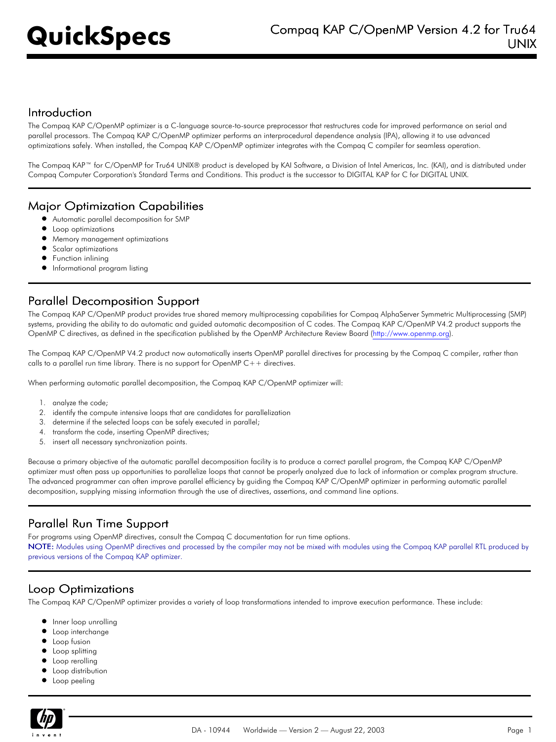# Compaq KAP C/OpenMP Version 4.2 for Tru64 UNIX

## Introduction

The Compaq KAP C/OpenMP optimizer is a C-language source-to-source preprocessor that restructures code for improved performance on serial and parallel processors. The Compaq KAP C/OpenMP optimizer performs an interprocedural dependence analysis (IPA), allowing it to use advanced optimizations safely. When installed, the Compaq KAP C/OpenMP optimizer integrates with the Compaq C compiler for seamless operation.

The Compaq KAP™ for C/OpenMP for Tru64 UNIX® product is developed by KAI Software, a Division of Intel Americas, Inc. (KAI), and is distributed under Compaq Computer Corporation's Standard Terms and Conditions. This product is the successor to DIGITAL KAP for C for DIGITAL UNIX.

## Major Optimization Capabilities

- Automatic parallel decomposition for SMP
- Loop optimizations
- Memory management optimizations
- Scalar optimizations
- Function inlining
- Informational program listing

## Parallel Decomposition Support

The Compaq KAP C/OpenMP product provides true shared memory multiprocessing capabilities for Compaq AlphaServer Symmetric Multiprocessing (SMP) systems, providing the ability to do automatic and guided automatic decomposition of C codes. The Compaq KAP C/OpenMP V4.2 product supports the OpenMP C directives, as defined in the specification published by the OpenMP Architecture Review Board (http://www.openmp.org).

The Compaq KAP C/OpenMP V4.2 product now automatically inserts OpenMP parallel directives for processing by the Compaq C compiler, rather than calls to a parallel run time library. There is no support for OpenMP C++ directives.

When performing automatic parallel decomposition, the Compaq KAP C/OpenMP optimizer will:

1. analyze the code;
2. identify the compute intensive loops that are candidates for parallelization
3. determine if the selected loops can be safely executed in parallel;
4. transform the code, inserting OpenMP directives;
5. insert all necessary synchronization points.

Because a primary objective of the automatic parallel decomposition facility is to produce a correct parallel program, the Compaq KAP C/OpenMP optimizer must often pass up opportunities to parallelize loops that cannot be properly analyzed due to lack of information or complex program structure. The advanced programmer can often improve parallel efficiency by guiding the Compaq KAP C/OpenMP optimizer in performing automatic parallel decomposition, supplying missing information through the use of directives, assertions, and command line options.

## Parallel Run Time Support

For programs using OpenMP directives, consult the Compaq C documentation for run time options.

**NOTE:** Modules using OpenMP directives and processed by the compiler may not be mixed with modules using the Compaq KAP parallel RTL produced by previous versions of the Compaq KAP optimizer.

## Loop Optimizations

The Compaq KAP C/OpenMP optimizer provides a variety of loop transformations intended to improve execution performance. These include:

- Inner loop unrolling
- Loop interchange
- Loop fusion
- Loop splitting
- Loop rerolling
- Loop distribution
- Loop peeling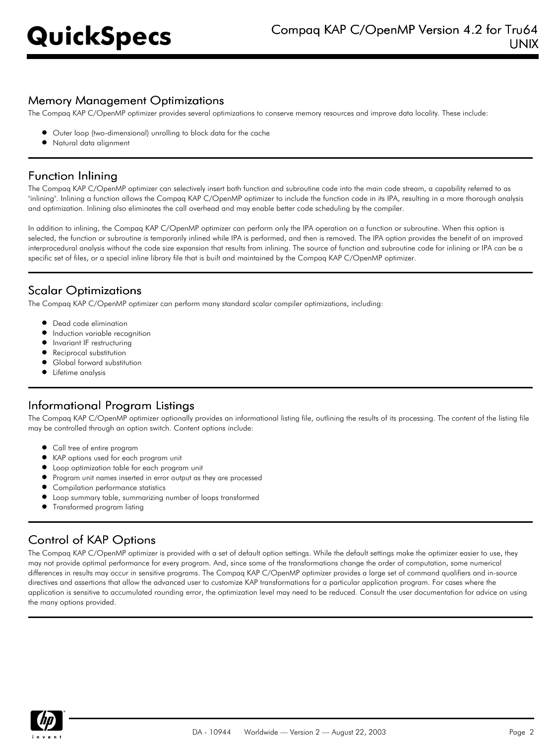## Memory Management Optimizations

The Compaq KAP C/OpenMP optimizer provides several optimizations to conserve memory resources and improve data locality. These include:

- Outer loop (two-dimensional) unrolling to block data for the cache
- Natural data alignment

## Function Inlining

The Compaq KAP C/OpenMP optimizer can selectively insert both function and subroutine code into the main code stream, a capability referred to as "inlining". Inlining a function allows the Compaq KAP C/OpenMP optimizer to include the function code in its IPA, resulting in a more thorough analysis and optimization. Inlining also eliminates the call overhead and may enable better code scheduling by the compiler.

In addition to inlining, the Compaq KAP C/OpenMP optimizer can perform only the IPA operation on a function or subroutine. When this option is selected, the function or subroutine is temporarily inlined while IPA is performed, and then is removed. The IPA option provides the benefit of an improved interprocedural analysis without the code size expansion that results from inlining. The source of function and subroutine code for inlining or IPA can be a specific set of files, or a special inline library file that is built and maintained by the Compaq KAP C/OpenMP optimizer.

## Scalar Optimizations

The Compaq KAP C/OpenMP optimizer can perform many standard scalar compiler optimizations, including:

- Dead code elimination
- Induction variable recognition
- Invariant IF restructuring
- Reciprocal substitution
- Global forward substitution
- Lifetime analysis

## Informational Program Listings

The Compaq KAP C/OpenMP optimizer optionally provides an informational listing file, outlining the results of its processing. The content of the listing file may be controlled through an option switch. Content options include:

- Call tree of entire program
- KAP options used for each program unit
- Loop optimization table for each program unit
- Program unit names inserted in error output as they are processed
- Compilation performance statistics
- Loop summary table, summarizing number of loops transformed
- Transformed program listing

## Control of KAP Options

The Compaq KAP C/OpenMP optimizer is provided with a set of default option settings. While the default settings make the optimizer easier to use, they may not provide optimal performance for every program. And, since some of the transformations change the order of computation, some numerical differences in results may occur in sensitive programs. The Compaq KAP C/OpenMP optimizer provides a large set of command qualifiers and in-source directives and assertions that allow the advanced user to customize KAP transformations for a particular application program. For cases where the application is sensitive to accumulated rounding error, the optimization level may need to be reduced. Consult the user documentation for advice on using the many options provided.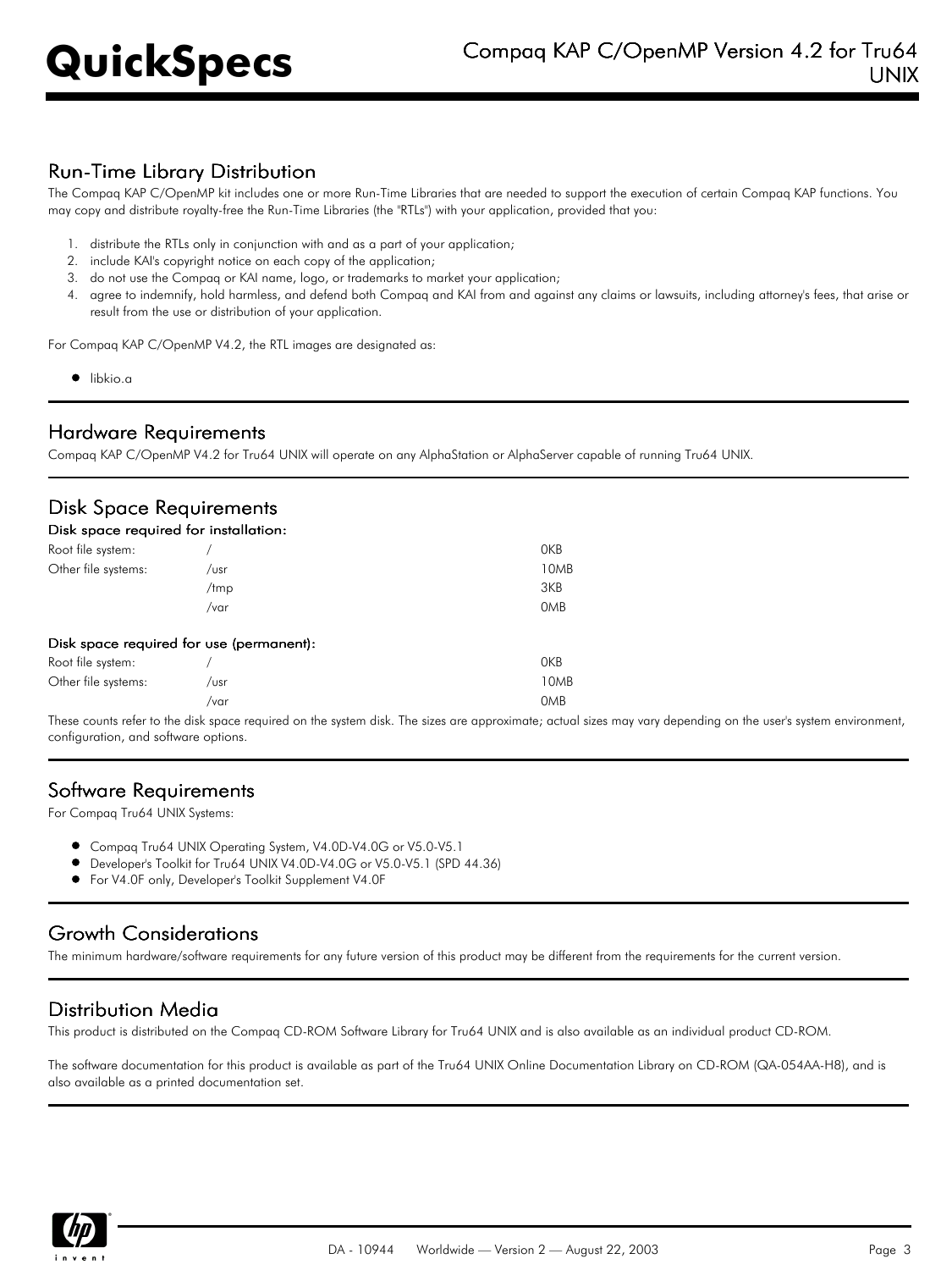## Run-Time Library Distribution

The Compaq KAP C/OpenMP kit includes one or more Run-Time Libraries that are needed to support the execution of certain Compaq KAP functions. You may copy and distribute royalty-free the Run-Time Libraries (the "RTLs") with your application, provided that you:

1. distribute the RTLs only in conjunction with and as a part of your application;
2. include KAI's copyright notice on each copy of the application;
3. do not use the Compaq or KAI name, logo, or trademarks to market your application;
4. agree to indemnify, hold harmless, and defend both Compaq and KAI from and against any claims or lawsuits, including attorney's fees, that arise or result from the use or distribution of your application.

For Compaq KAP C/OpenMP V4.2, the RTL images are designated as:

- libkio.a

## Hardware Requirements

Compaq KAP C/OpenMP V4.2 for Tru64 UNIX will operate on any AlphaStation or AlphaServer capable of running Tru64 UNIX.

## Disk Space Requirements

### Disk space required for installation:

| | | |
|---|---|---|
| Root file system: | / | 0KB |
| Other file systems: | /usr | 10MB |
| | /tmp | 3KB |
| | /var | 0MB |

### Disk space required for use (permanent):

| | | |
|---|---|---|
| Root file system: | / | 0KB |
| Other file systems: | /usr | 10MB |
| | /var | 0MB |

These counts refer to the disk space required on the system disk. The sizes are approximate; actual sizes may vary depending on the user's system environment, configuration, and software options.

## Software Requirements

For Compaq Tru64 UNIX Systems:

- Compaq Tru64 UNIX Operating System, V4.0D-V4.0G or V5.0-V5.1
- Developer's Toolkit for Tru64 UNIX V4.0D-V4.0G or V5.0-V5.1 (SPD 44.36)
- For V4.0F only, Developer's Toolkit Supplement V4.0F

## Growth Considerations

The minimum hardware/software requirements for any future version of this product may be different from the requirements for the current version.

## Distribution Media

This product is distributed on the Compaq CD-ROM Software Library for Tru64 UNIX and is also available as an individual product CD-ROM.

The software documentation for this product is available as part of the Tru64 UNIX Online Documentation Library on CD-ROM (QA-054AA-H8), and is also available as a printed documentation set.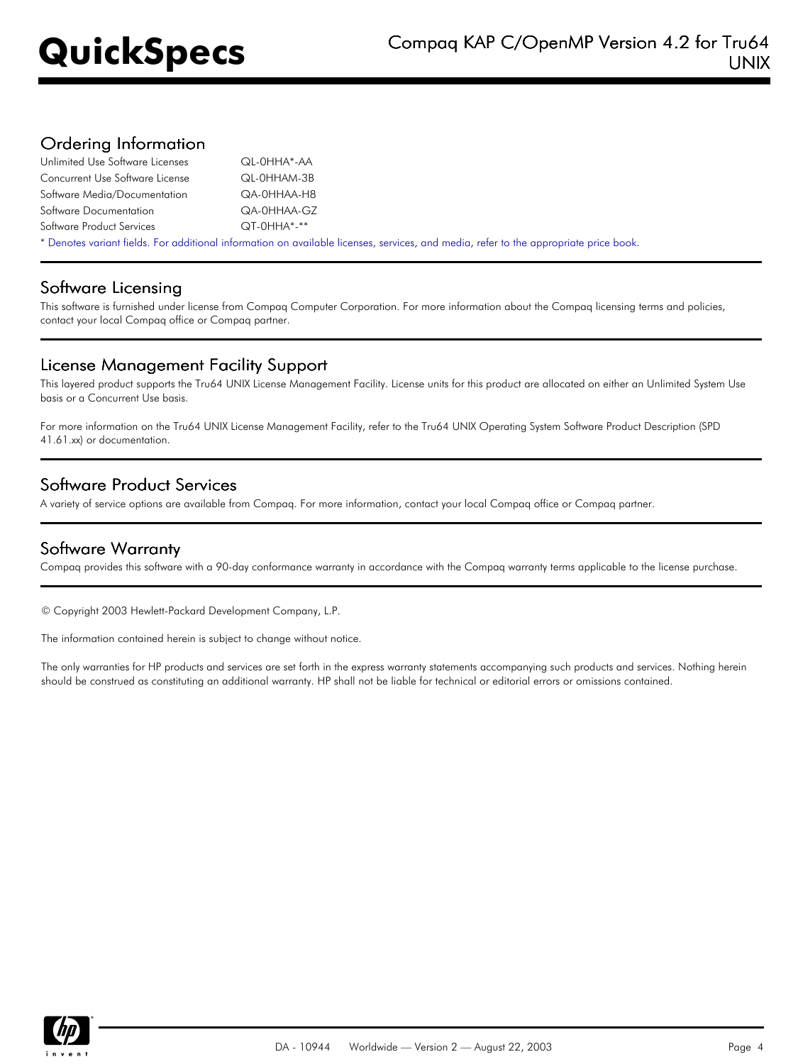## Ordering Information

| | |
|---|---|
| Unlimited Use Software Licenses | QL-0HHA*-AA |
| Concurrent Use Software License | QL-0HHAM-3B |
| Software Media/Documentation | QA-0HHAA-H8 |
| Software Documentation | QA-0HHAA-GZ |
| Software Product Services | QT-0HHA*-** |

* Denotes variant fields. For additional information on available licenses, services, and media, refer to the appropriate price book.

## Software Licensing

This software is furnished under license from Compaq Computer Corporation. For more information about the Compaq licensing terms and policies, contact your local Compaq office or Compaq partner.

## License Management Facility Support

This layered product supports the Tru64 UNIX License Management Facility. License units for this product are allocated on either an Unlimited System Use basis or a Concurrent Use basis.

For more information on the Tru64 UNIX License Management Facility, refer to the Tru64 UNIX Operating System Software Product Description (SPD 41.61.xx) or documentation.

## Software Product Services

A variety of service options are available from Compaq. For more information, contact your local Compaq office or Compaq partner.

## Software Warranty

Compaq provides this software with a 90-day conformance warranty in accordance with the Compaq warranty terms applicable to the license purchase.

© Copyright 2003 Hewlett-Packard Development Company, L.P.

The information contained herein is subject to change without notice.

The only warranties for HP products and services are set forth in the express warranty statements accompanying such products and services. Nothing herein should be construed as constituting an additional warranty. HP shall not be liable for technical or editorial errors or omissions contained.